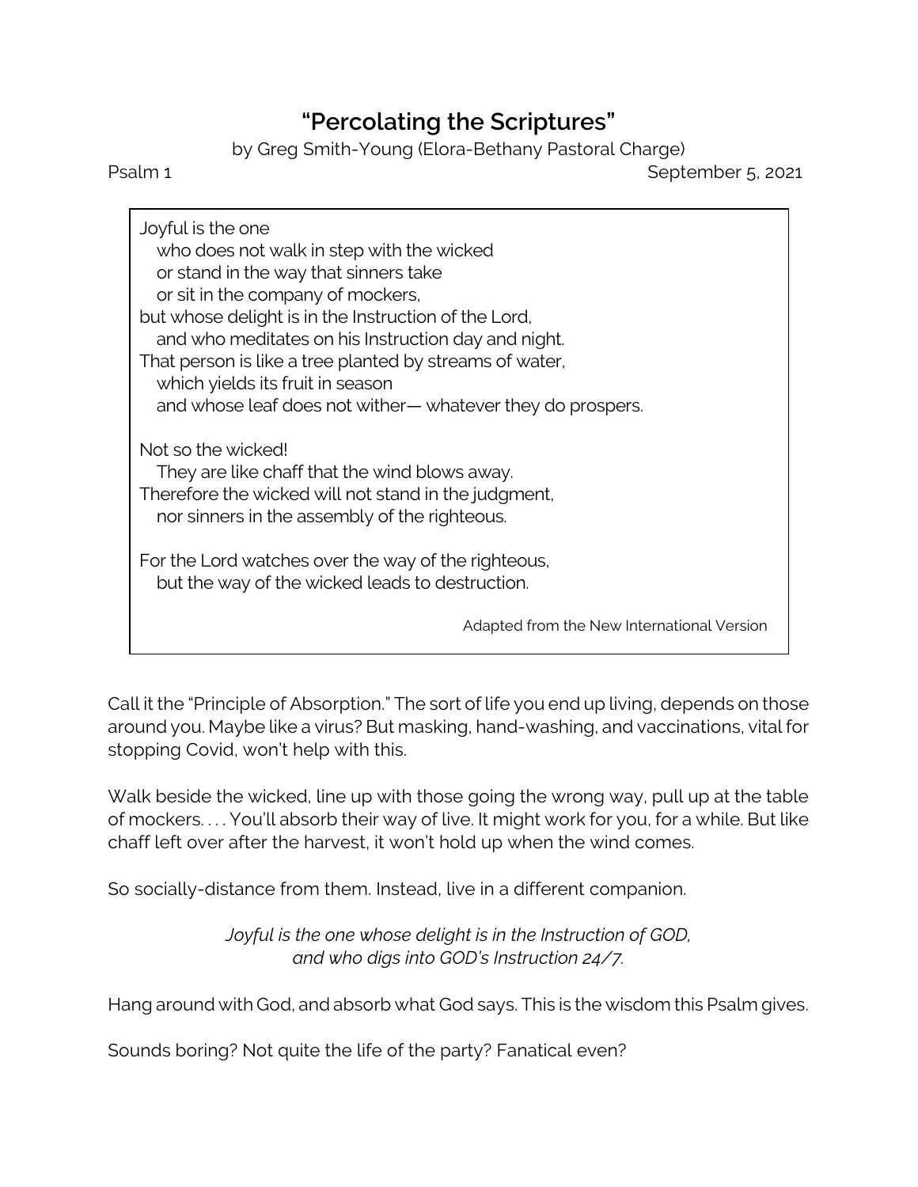# "Percolating the Scriptures"

by Greg Smith-Young (Elora-Bethany Pastoral Charge)

Psalm 1 September 5, 2021

> Joyful is the one
>    who does not walk in step with the wicked
>    or stand in the way that sinners take
>    or sit in the company of mockers,
> but whose delight is in the Instruction of the Lord,
>    and who meditates on his Instruction day and night.
> That person is like a tree planted by streams of water,
>    which yields its fruit in season
>    and whose leaf does not wither— whatever they do prospers.
>
> Not so the wicked!
>    They are like chaff that the wind blows away.
> Therefore the wicked will not stand in the judgment,
>    nor sinners in the assembly of the righteous.
>
> For the Lord watches over the way of the righteous,
>    but the way of the wicked leads to destruction.
>
> Adapted from the New International Version

Call it the "Principle of Absorption." The sort of life you end up living, depends on those around you. Maybe like a virus? But masking, hand-washing, and vaccinations, vital for stopping Covid, won't help with this.

Walk beside the wicked, line up with those going the wrong way, pull up at the table of mockers. . . . You'll absorb their way of live. It might work for you, for a while. But like chaff left over after the harvest, it won't hold up when the wind comes.

So socially-distance from them. Instead, live in a different companion.

*Joyful is the one whose delight is in the Instruction of GOD,*
*and who digs into GOD's Instruction 24/7.*

Hang around with God, and absorb what God says. This is the wisdom this Psalm gives.

Sounds boring? Not quite the life of the party? Fanatical even?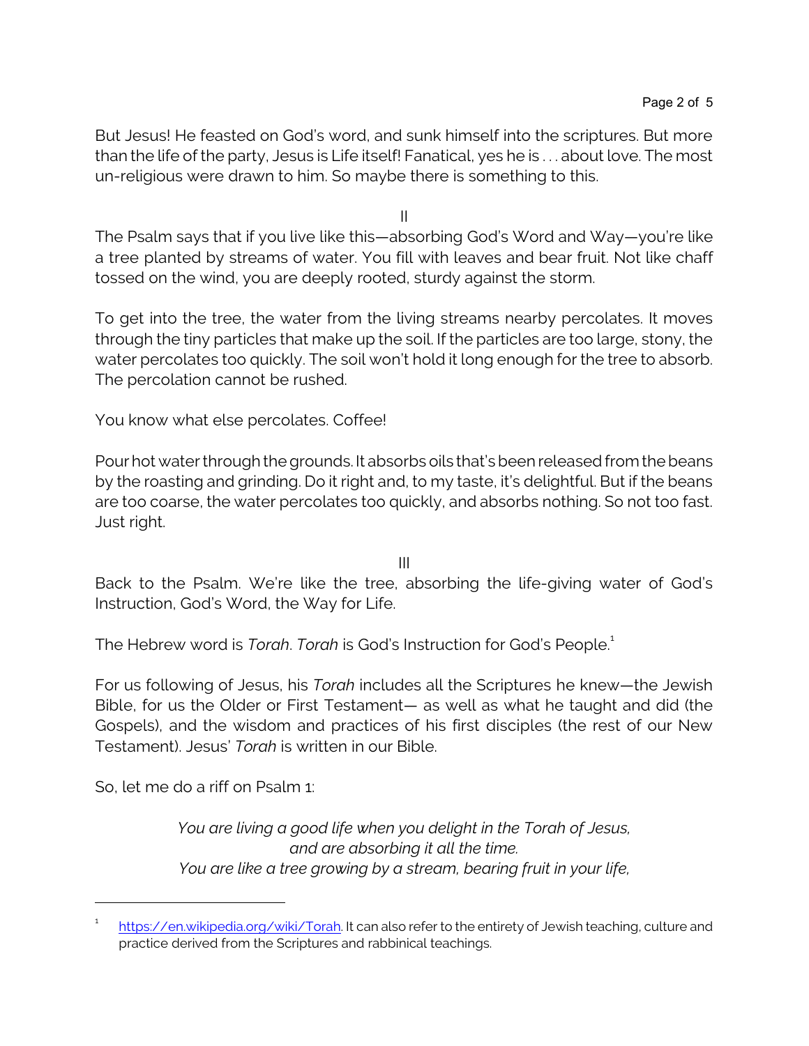But Jesus! He feasted on God's word, and sunk himself into the scriptures. But more than the life of the party, Jesus is Life itself! Fanatical, yes he is . . . about love. The most un-religious were drawn to him. So maybe there is something to this.

II

The Psalm says that if you live like this—absorbing God's Word and Way—you're like a tree planted by streams of water. You fill with leaves and bear fruit. Not like chaff tossed on the wind, you are deeply rooted, sturdy against the storm.

To get into the tree, the water from the living streams nearby percolates. It moves through the tiny particles that make up the soil. If the particles are too large, stony, the water percolates too quickly. The soil won't hold it long enough for the tree to absorb. The percolation cannot be rushed.

You know what else percolates. Coffee!

Pour hot water through the grounds. It absorbs oils that's been released from the beans by the roasting and grinding. Do it right and, to my taste, it's delightful. But if the beans are too coarse, the water percolates too quickly, and absorbs nothing. So not too fast. Just right.

III

Back to the Psalm. We're like the tree, absorbing the life-giving water of God's Instruction, God's Word, the Way for Life.

The Hebrew word is *Torah*. *Torah* is God's Instruction for God's People.[1]

For us following of Jesus, his *Torah* includes all the Scriptures he knew—the Jewish Bible, for us the Older or First Testament— as well as what he taught and did (the Gospels), and the wisdom and practices of his first disciples (the rest of our New Testament). Jesus' *Torah* is written in our Bible.

So, let me do a riff on Psalm 1:

*You are living a good life when you delight in the Torah of Jesus,*
*and are absorbing it all the time.*
*You are like a tree growing by a stream, bearing fruit in your life,*

---

[1] https://en.wikipedia.org/wiki/Torah. It can also refer to the entirety of Jewish teaching, culture and practice derived from the Scriptures and rabbinical teachings.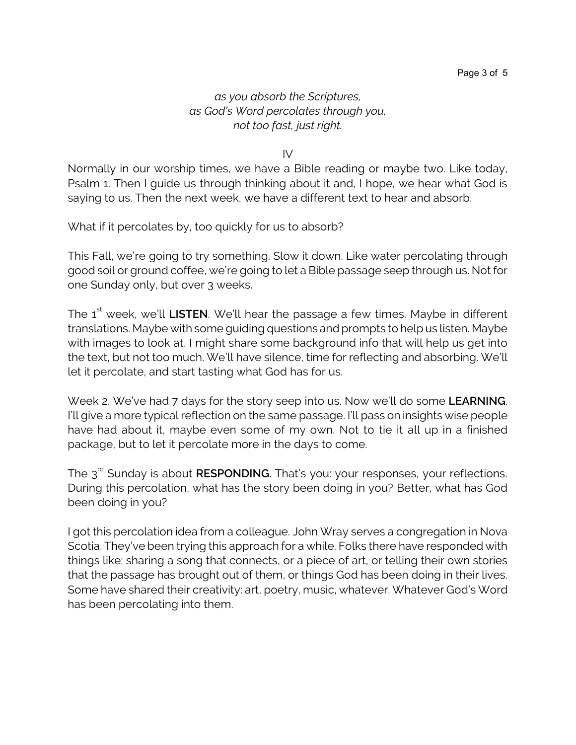*as you absorb the Scriptures,*
*as God's Word percolates through you,*
*not too fast, just right.*

IV

Normally in our worship times, we have a Bible reading or maybe two. Like today, Psalm 1. Then I guide us through thinking about it and, I hope, we hear what God is saying to us. Then the next week, we have a different text to hear and absorb.

What if it percolates by, too quickly for us to absorb?

This Fall, we're going to try something. Slow it down. Like water percolating through good soil or ground coffee, we're going to let a Bible passage seep through us. Not for one Sunday only, but over 3 weeks.

The 1st week, we'll **LISTEN**. We'll hear the passage a few times. Maybe in different translations. Maybe with some guiding questions and prompts to help us listen. Maybe with images to look at. I might share some background info that will help us get into the text, but not too much. We'll have silence, time for reflecting and absorbing. We'll let it percolate, and start tasting what God has for us.

Week 2. We've had 7 days for the story seep into us. Now we'll do some **LEARNING**. I'll give a more typical reflection on the same passage. I'll pass on insights wise people have had about it, maybe even some of my own. Not to tie it all up in a finished package, but to let it percolate more in the days to come.

The 3rd Sunday is about **RESPONDING**. That's you: your responses, your reflections. During this percolation, what has the story been doing in you? Better, what has God been doing in you?

I got this percolation idea from a colleague. John Wray serves a congregation in Nova Scotia. They've been trying this approach for a while. Folks there have responded with things like: sharing a song that connects, or a piece of art, or telling their own stories that the passage has brought out of them, or things God has been doing in their lives. Some have shared their creativity: art, poetry, music, whatever. Whatever God's Word has been percolating into them.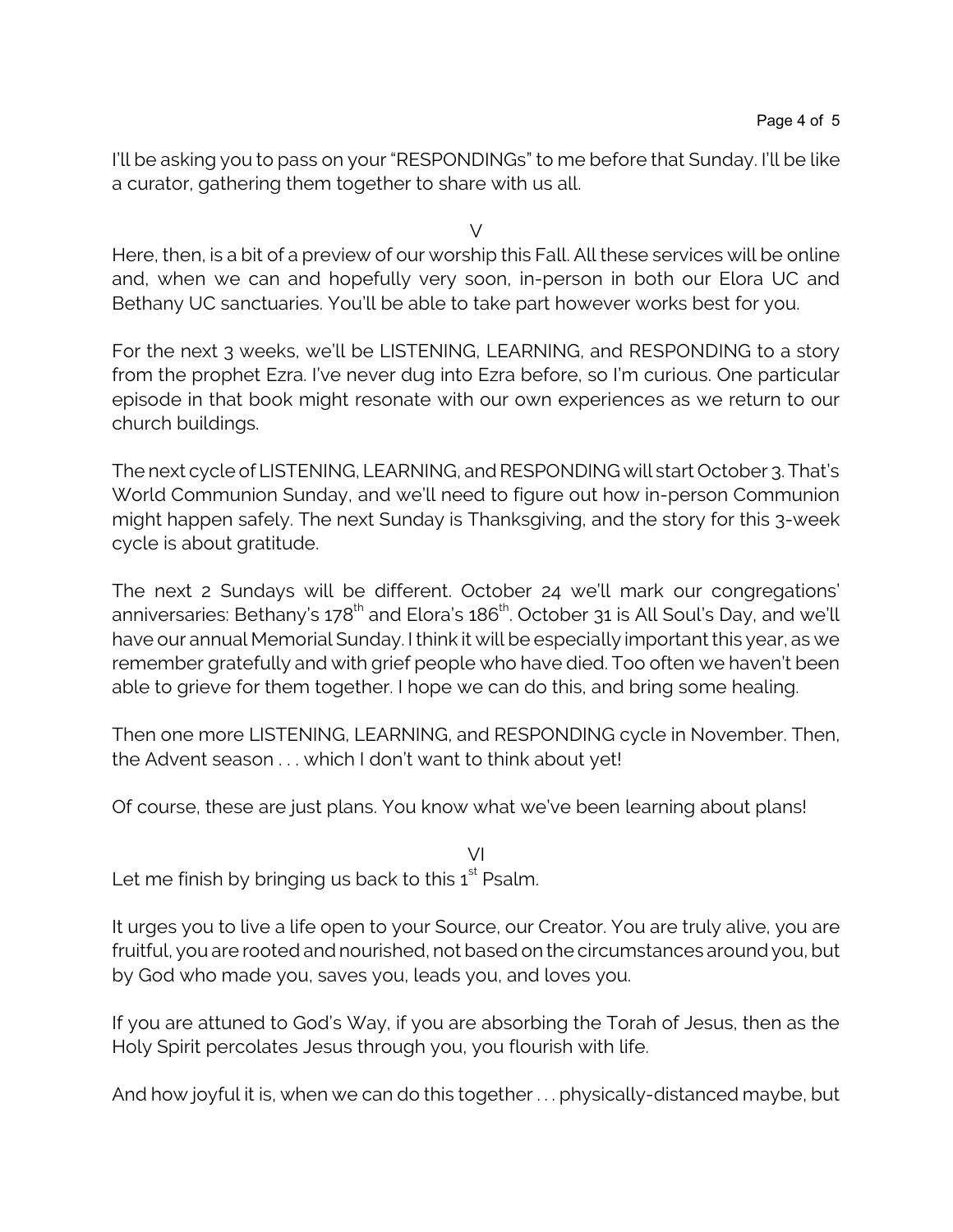I'll be asking you to pass on your "RESPONDINGs" to me before that Sunday. I'll be like a curator, gathering them together to share with us all.

V

Here, then, is a bit of a preview of our worship this Fall. All these services will be online and, when we can and hopefully very soon, in-person in both our Elora UC and Bethany UC sanctuaries. You'll be able to take part however works best for you.

For the next 3 weeks, we'll be LISTENING, LEARNING, and RESPONDING to a story from the prophet Ezra. I've never dug into Ezra before, so I'm curious. One particular episode in that book might resonate with our own experiences as we return to our church buildings.

The next cycle of LISTENING, LEARNING, and RESPONDING will start October 3. That's World Communion Sunday, and we'll need to figure out how in-person Communion might happen safely. The next Sunday is Thanksgiving, and the story for this 3-week cycle is about gratitude.

The next 2 Sundays will be different. October 24 we'll mark our congregations' anniversaries: Bethany's 178th and Elora's 186th. October 31 is All Soul's Day, and we'll have our annual Memorial Sunday. I think it will be especially important this year, as we remember gratefully and with grief people who have died. Too often we haven't been able to grieve for them together. I hope we can do this, and bring some healing.

Then one more LISTENING, LEARNING, and RESPONDING cycle in November. Then, the Advent season . . . which I don't want to think about yet!

Of course, these are just plans. You know what we've been learning about plans!

VI

Let me finish by bringing us back to this 1st Psalm.

It urges you to live a life open to your Source, our Creator. You are truly alive, you are fruitful, you are rooted and nourished, not based on the circumstances around you, but by God who made you, saves you, leads you, and loves you.

If you are attuned to God's Way, if you are absorbing the Torah of Jesus, then as the Holy Spirit percolates Jesus through you, you flourish with life.

And how joyful it is, when we can do this together . . . physically-distanced maybe, but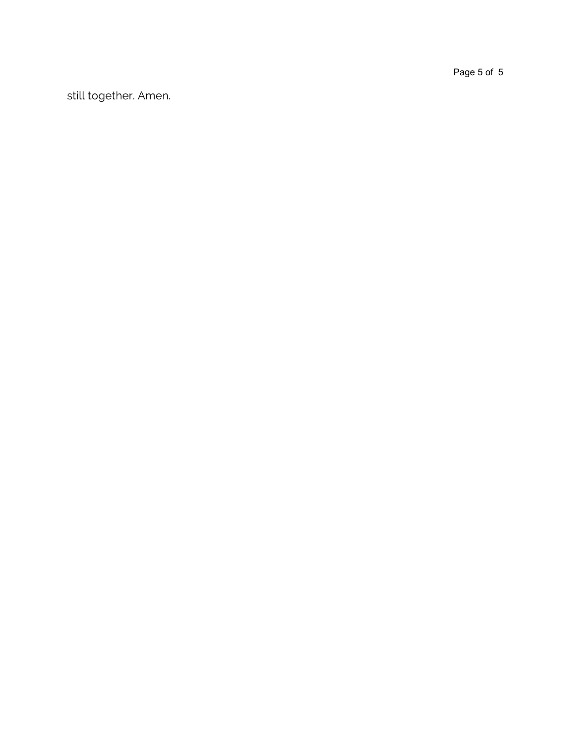still together. Amen.